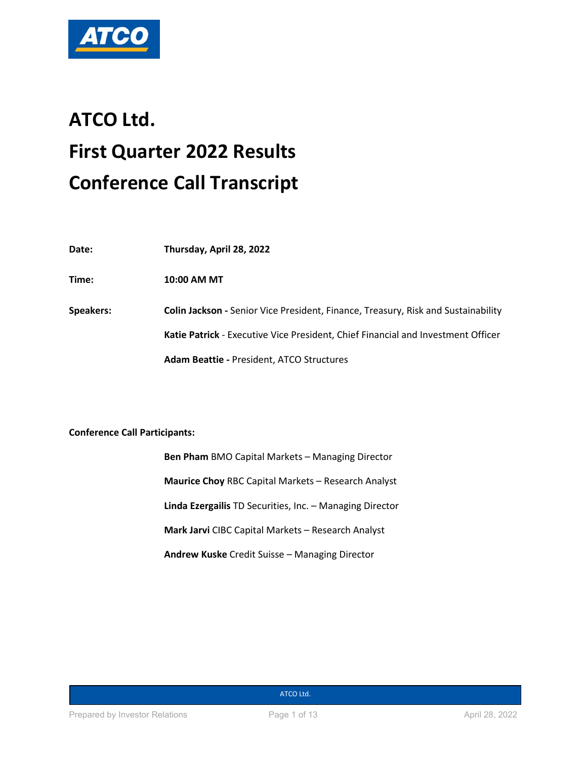ATCO

# ATCO Ltd.
# First Quarter 2022 Results
# Conference Call Transcript

**Date:** **Thursday, April 28, 2022**

**Time:** **10:00 AM MT**

**Speakers:**

**Colin Jackson -** Senior Vice President, Finance, Treasury, Risk and Sustainability

**Katie Patrick** - Executive Vice President, Chief Financial and Investment Officer

**Adam Beattie -** President, ATCO Structures

**Conference Call Participants:**

**Ben Pham** BMO Capital Markets – Managing Director

**Maurice Choy** RBC Capital Markets – Research Analyst

**Linda Ezergailis** TD Securities, Inc. – Managing Director

**Mark Jarvi** CIBC Capital Markets – Research Analyst

**Andrew Kuske** Credit Suisse – Managing Director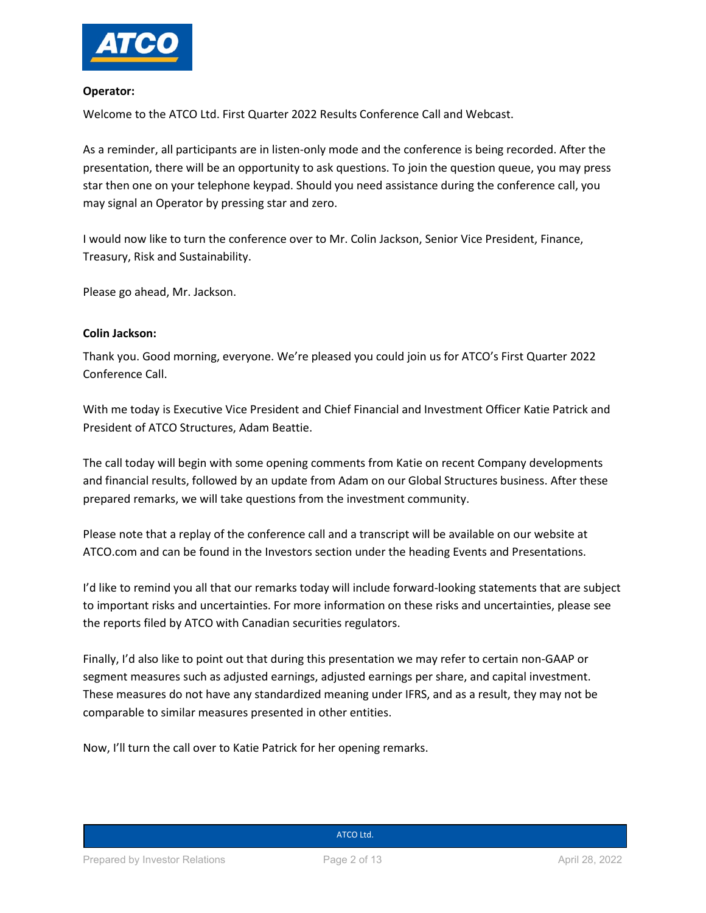**Operator:**

Welcome to the ATCO Ltd. First Quarter 2022 Results Conference Call and Webcast.

As a reminder, all participants are in listen-only mode and the conference is being recorded. After the presentation, there will be an opportunity to ask questions. To join the question queue, you may press star then one on your telephone keypad. Should you need assistance during the conference call, you may signal an Operator by pressing star and zero.

I would now like to turn the conference over to Mr. Colin Jackson, Senior Vice President, Finance, Treasury, Risk and Sustainability.

Please go ahead, Mr. Jackson.

**Colin Jackson:**

Thank you. Good morning, everyone. We're pleased you could join us for ATCO's First Quarter 2022 Conference Call.

With me today is Executive Vice President and Chief Financial and Investment Officer Katie Patrick and President of ATCO Structures, Adam Beattie.

The call today will begin with some opening comments from Katie on recent Company developments and financial results, followed by an update from Adam on our Global Structures business. After these prepared remarks, we will take questions from the investment community.

Please note that a replay of the conference call and a transcript will be available on our website at ATCO.com and can be found in the Investors section under the heading Events and Presentations.

I'd like to remind you all that our remarks today will include forward-looking statements that are subject to important risks and uncertainties. For more information on these risks and uncertainties, please see the reports filed by ATCO with Canadian securities regulators.

Finally, I'd also like to point out that during this presentation we may refer to certain non-GAAP or segment measures such as adjusted earnings, adjusted earnings per share, and capital investment. These measures do not have any standardized meaning under IFRS, and as a result, they may not be comparable to similar measures presented in other entities.

Now, I'll turn the call over to Katie Patrick for her opening remarks.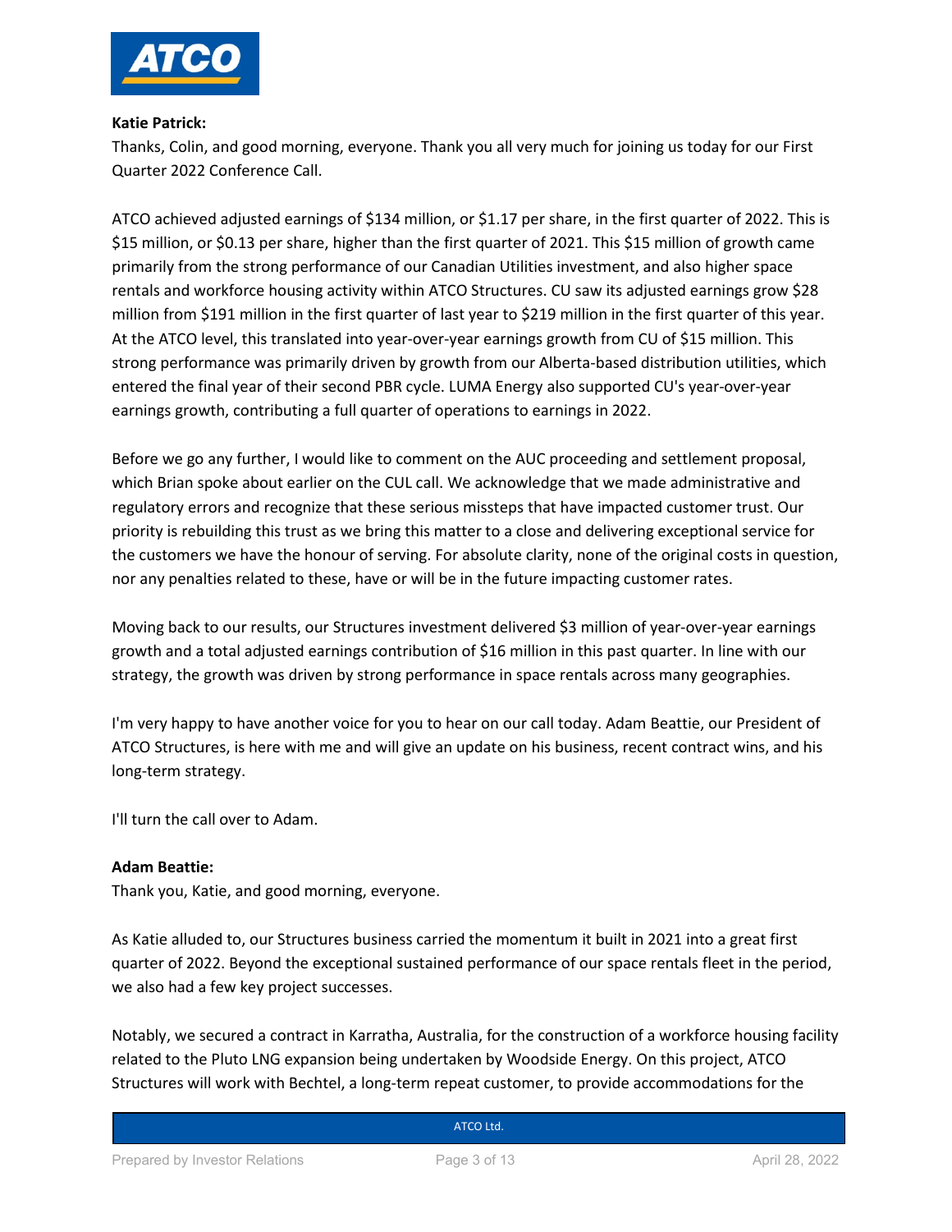**Katie Patrick:**
Thanks, Colin, and good morning, everyone. Thank you all very much for joining us today for our First Quarter 2022 Conference Call.

ATCO achieved adjusted earnings of $134 million, or $1.17 per share, in the first quarter of 2022. This is $15 million, or $0.13 per share, higher than the first quarter of 2021. This $15 million of growth came primarily from the strong performance of our Canadian Utilities investment, and also higher space rentals and workforce housing activity within ATCO Structures. CU saw its adjusted earnings grow $28 million from $191 million in the first quarter of last year to $219 million in the first quarter of this year. At the ATCO level, this translated into year-over-year earnings growth from CU of $15 million. This strong performance was primarily driven by growth from our Alberta-based distribution utilities, which entered the final year of their second PBR cycle. LUMA Energy also supported CU's year-over-year earnings growth, contributing a full quarter of operations to earnings in 2022.

Before we go any further, I would like to comment on the AUC proceeding and settlement proposal, which Brian spoke about earlier on the CUL call. We acknowledge that we made administrative and regulatory errors and recognize that these serious missteps that have impacted customer trust. Our priority is rebuilding this trust as we bring this matter to a close and delivering exceptional service for the customers we have the honour of serving. For absolute clarity, none of the original costs in question, nor any penalties related to these, have or will be in the future impacting customer rates.

Moving back to our results, our Structures investment delivered $3 million of year-over-year earnings growth and a total adjusted earnings contribution of $16 million in this past quarter. In line with our strategy, the growth was driven by strong performance in space rentals across many geographies.

I'm very happy to have another voice for you to hear on our call today. Adam Beattie, our President of ATCO Structures, is here with me and will give an update on his business, recent contract wins, and his long-term strategy.

I'll turn the call over to Adam.

**Adam Beattie:**
Thank you, Katie, and good morning, everyone.

As Katie alluded to, our Structures business carried the momentum it built in 2021 into a great first quarter of 2022. Beyond the exceptional sustained performance of our space rentals fleet in the period, we also had a few key project successes.

Notably, we secured a contract in Karratha, Australia, for the construction of a workforce housing facility related to the Pluto LNG expansion being undertaken by Woodside Energy. On this project, ATCO Structures will work with Bechtel, a long-term repeat customer, to provide accommodations for the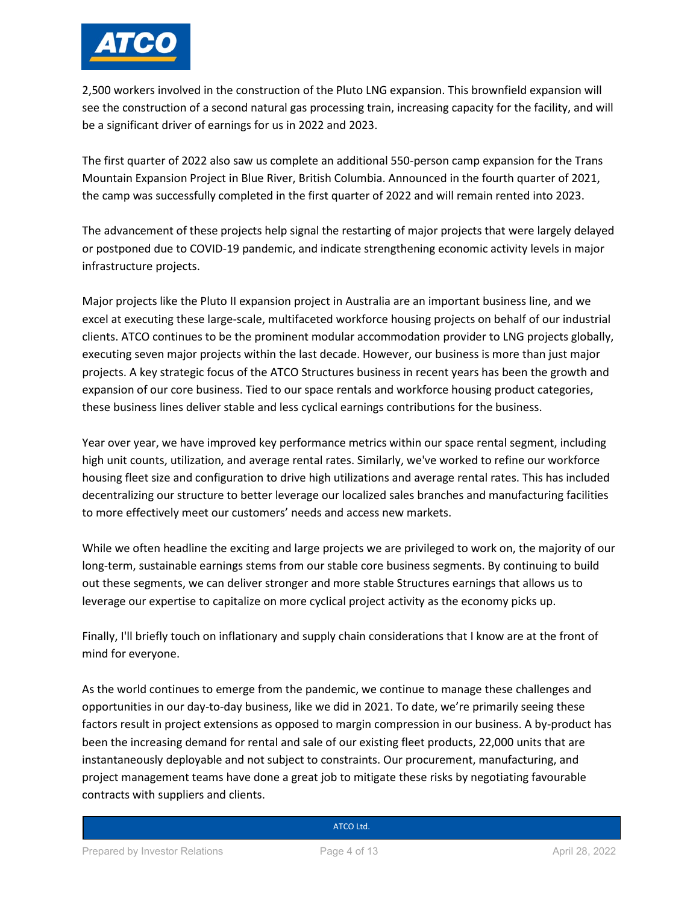2,500 workers involved in the construction of the Pluto LNG expansion. This brownfield expansion will see the construction of a second natural gas processing train, increasing capacity for the facility, and will be a significant driver of earnings for us in 2022 and 2023.

The first quarter of 2022 also saw us complete an additional 550-person camp expansion for the Trans Mountain Expansion Project in Blue River, British Columbia. Announced in the fourth quarter of 2021, the camp was successfully completed in the first quarter of 2022 and will remain rented into 2023.

The advancement of these projects help signal the restarting of major projects that were largely delayed or postponed due to COVID-19 pandemic, and indicate strengthening economic activity levels in major infrastructure projects.

Major projects like the Pluto II expansion project in Australia are an important business line, and we excel at executing these large-scale, multifaceted workforce housing projects on behalf of our industrial clients. ATCO continues to be the prominent modular accommodation provider to LNG projects globally, executing seven major projects within the last decade. However, our business is more than just major projects. A key strategic focus of the ATCO Structures business in recent years has been the growth and expansion of our core business. Tied to our space rentals and workforce housing product categories, these business lines deliver stable and less cyclical earnings contributions for the business.

Year over year, we have improved key performance metrics within our space rental segment, including high unit counts, utilization, and average rental rates. Similarly, we've worked to refine our workforce housing fleet size and configuration to drive high utilizations and average rental rates. This has included decentralizing our structure to better leverage our localized sales branches and manufacturing facilities to more effectively meet our customers' needs and access new markets.

While we often headline the exciting and large projects we are privileged to work on, the majority of our long-term, sustainable earnings stems from our stable core business segments. By continuing to build out these segments, we can deliver stronger and more stable Structures earnings that allows us to leverage our expertise to capitalize on more cyclical project activity as the economy picks up.

Finally, I'll briefly touch on inflationary and supply chain considerations that I know are at the front of mind for everyone.

As the world continues to emerge from the pandemic, we continue to manage these challenges and opportunities in our day-to-day business, like we did in 2021. To date, we're primarily seeing these factors result in project extensions as opposed to margin compression in our business. A by-product has been the increasing demand for rental and sale of our existing fleet products, 22,000 units that are instantaneously deployable and not subject to constraints. Our procurement, manufacturing, and project management teams have done a great job to mitigate these risks by negotiating favourable contracts with suppliers and clients.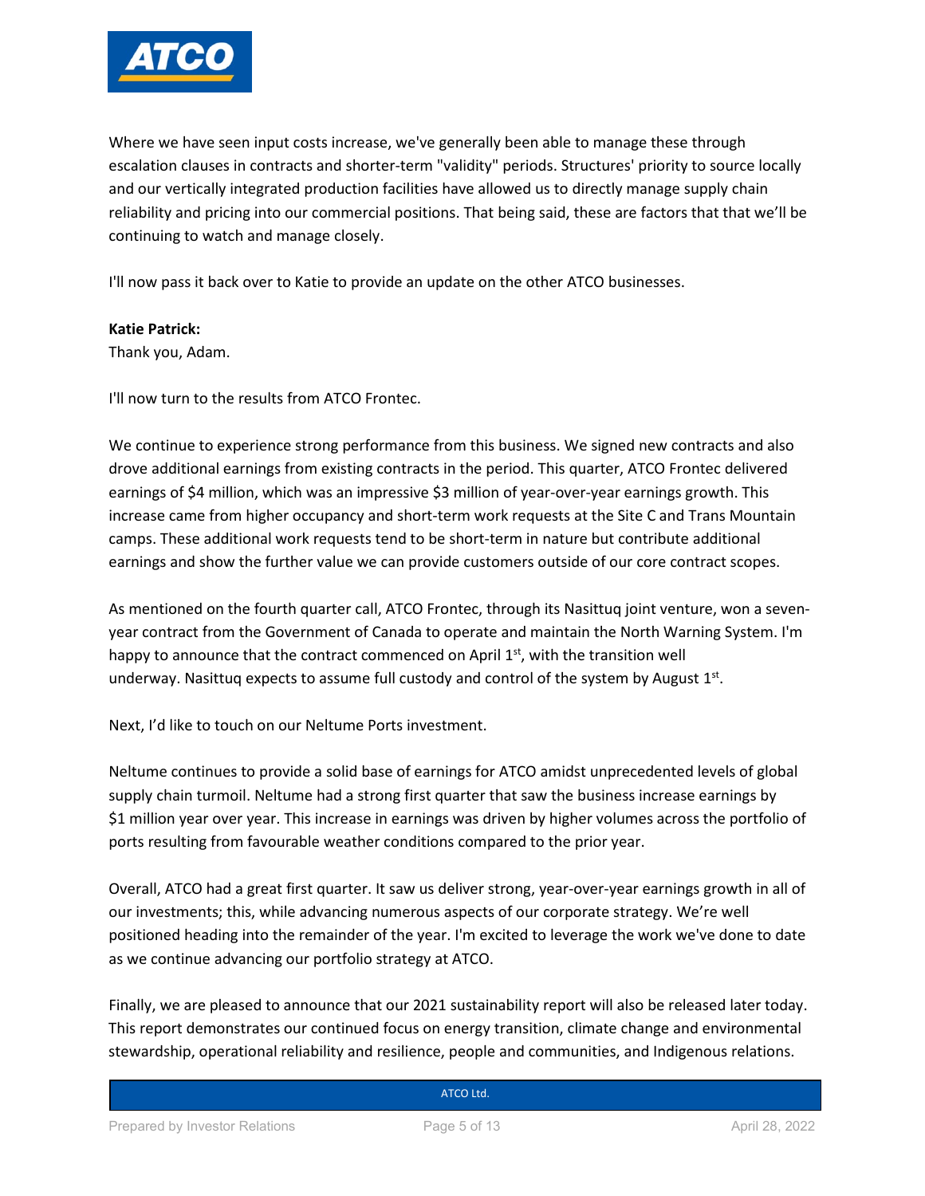Where we have seen input costs increase, we've generally been able to manage these through escalation clauses in contracts and shorter-term "validity" periods. Structures' priority to source locally and our vertically integrated production facilities have allowed us to directly manage supply chain reliability and pricing into our commercial positions. That being said, these are factors that that we'll be continuing to watch and manage closely.

I'll now pass it back over to Katie to provide an update on the other ATCO businesses.

**Katie Patrick:**
Thank you, Adam.

I'll now turn to the results from ATCO Frontec.

We continue to experience strong performance from this business. We signed new contracts and also drove additional earnings from existing contracts in the period. This quarter, ATCO Frontec delivered earnings of $4 million, which was an impressive $3 million of year-over-year earnings growth. This increase came from higher occupancy and short-term work requests at the Site C and Trans Mountain camps. These additional work requests tend to be short-term in nature but contribute additional earnings and show the further value we can provide customers outside of our core contract scopes.

As mentioned on the fourth quarter call, ATCO Frontec, through its Nasittuq joint venture, won a seven-year contract from the Government of Canada to operate and maintain the North Warning System. I'm happy to announce that the contract commenced on April 1st, with the transition well underway. Nasittuq expects to assume full custody and control of the system by August 1st.

Next, I'd like to touch on our Neltume Ports investment.

Neltume continues to provide a solid base of earnings for ATCO amidst unprecedented levels of global supply chain turmoil. Neltume had a strong first quarter that saw the business increase earnings by $1 million year over year. This increase in earnings was driven by higher volumes across the portfolio of ports resulting from favourable weather conditions compared to the prior year.

Overall, ATCO had a great first quarter. It saw us deliver strong, year-over-year earnings growth in all of our investments; this, while advancing numerous aspects of our corporate strategy. We're well positioned heading into the remainder of the year. I'm excited to leverage the work we've done to date as we continue advancing our portfolio strategy at ATCO.

Finally, we are pleased to announce that our 2021 sustainability report will also be released later today. This report demonstrates our continued focus on energy transition, climate change and environmental stewardship, operational reliability and resilience, people and communities, and Indigenous relations.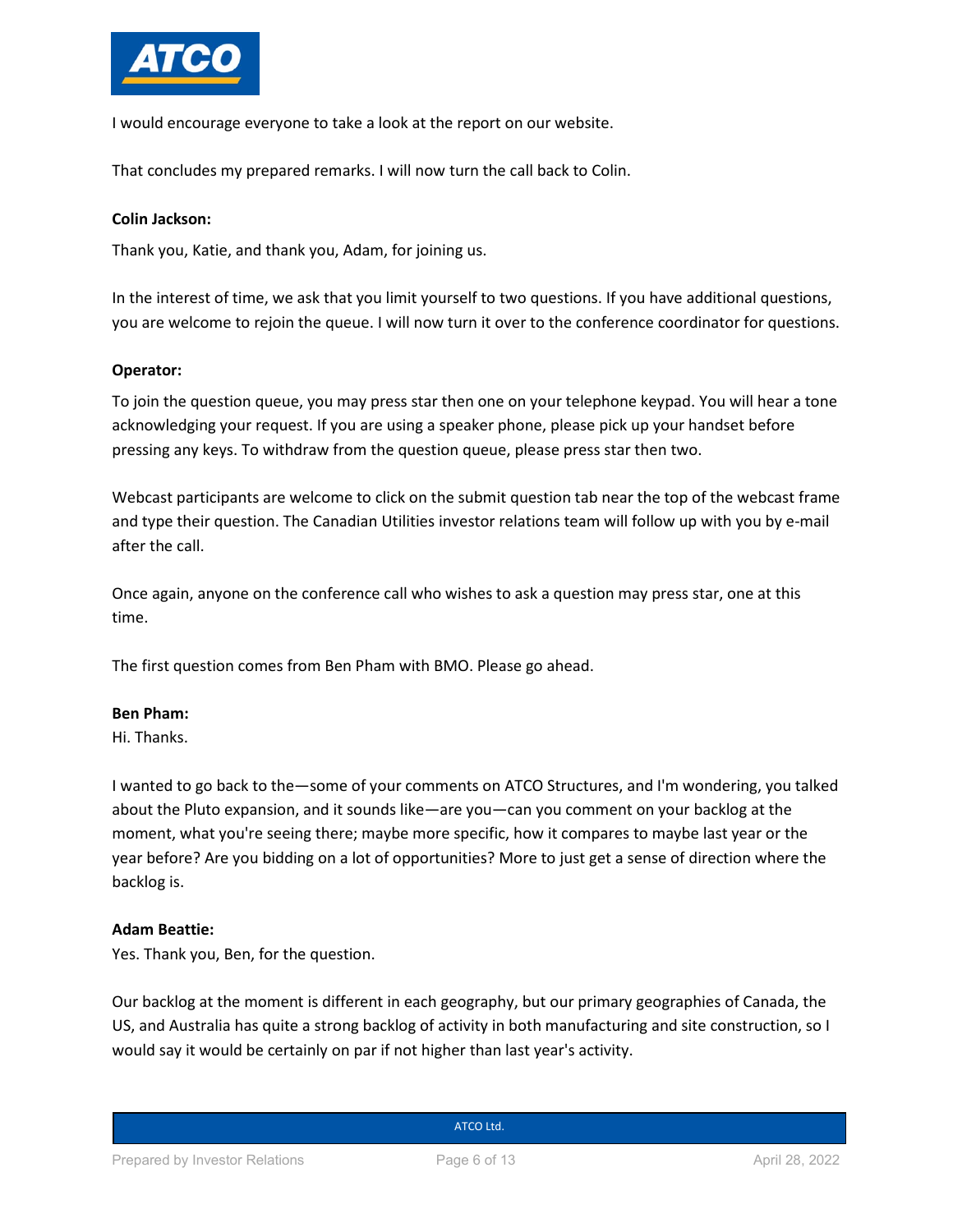I would encourage everyone to take a look at the report on our website.

That concludes my prepared remarks. I will now turn the call back to Colin.

**Colin Jackson:**

Thank you, Katie, and thank you, Adam, for joining us.

In the interest of time, we ask that you limit yourself to two questions. If you have additional questions, you are welcome to rejoin the queue. I will now turn it over to the conference coordinator for questions.

**Operator:**

To join the question queue, you may press star then one on your telephone keypad. You will hear a tone acknowledging your request. If you are using a speaker phone, please pick up your handset before pressing any keys. To withdraw from the question queue, please press star then two.

Webcast participants are welcome to click on the submit question tab near the top of the webcast frame and type their question. The Canadian Utilities investor relations team will follow up with you by e-mail after the call.

Once again, anyone on the conference call who wishes to ask a question may press star, one at this time.

The first question comes from Ben Pham with BMO. Please go ahead.

**Ben Pham:**
Hi. Thanks.

I wanted to go back to the—some of your comments on ATCO Structures, and I'm wondering, you talked about the Pluto expansion, and it sounds like—are you—can you comment on your backlog at the moment, what you're seeing there; maybe more specific, how it compares to maybe last year or the year before? Are you bidding on a lot of opportunities? More to just get a sense of direction where the backlog is.

**Adam Beattie:**
Yes. Thank you, Ben, for the question.

Our backlog at the moment is different in each geography, but our primary geographies of Canada, the US, and Australia has quite a strong backlog of activity in both manufacturing and site construction, so I would say it would be certainly on par if not higher than last year's activity.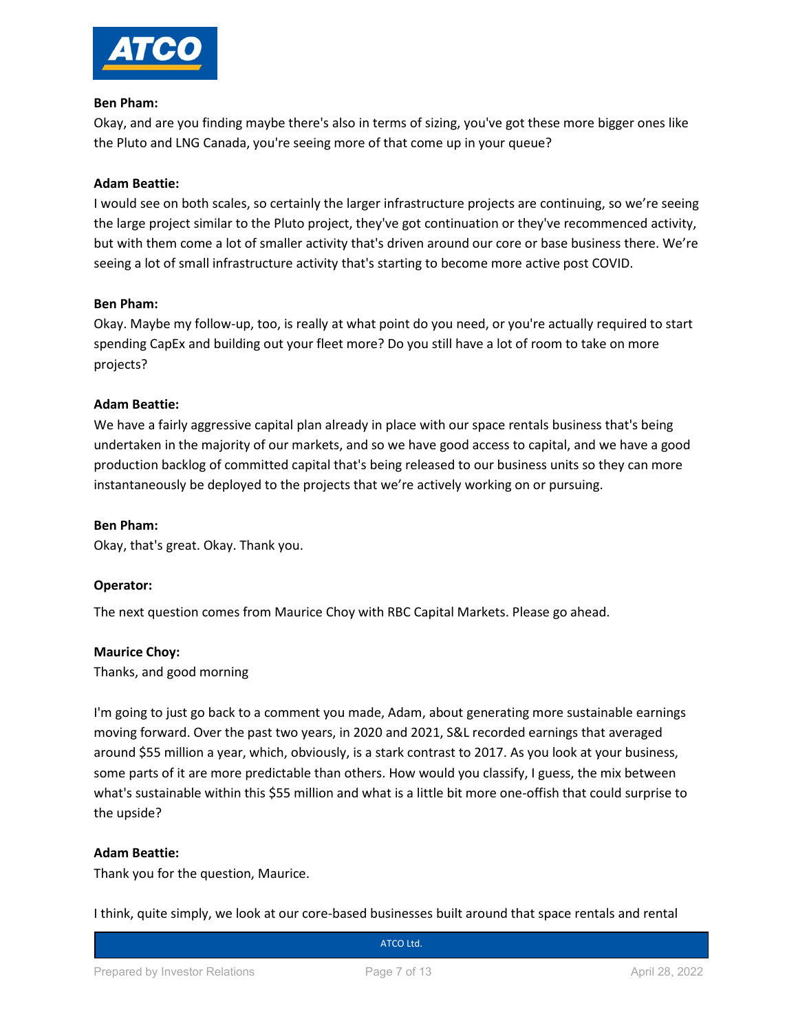**Ben Pham:**
Okay, and are you finding maybe there's also in terms of sizing, you've got these more bigger ones like the Pluto and LNG Canada, you're seeing more of that come up in your queue?

**Adam Beattie:**
I would see on both scales, so certainly the larger infrastructure projects are continuing, so we're seeing the large project similar to the Pluto project, they've got continuation or they've recommenced activity, but with them come a lot of smaller activity that's driven around our core or base business there. We're seeing a lot of small infrastructure activity that's starting to become more active post COVID.

**Ben Pham:**
Okay. Maybe my follow-up, too, is really at what point do you need, or you're actually required to start spending CapEx and building out your fleet more? Do you still have a lot of room to take on more projects?

**Adam Beattie:**
We have a fairly aggressive capital plan already in place with our space rentals business that's being undertaken in the majority of our markets, and so we have good access to capital, and we have a good production backlog of committed capital that's being released to our business units so they can more instantaneously be deployed to the projects that we're actively working on or pursuing.

**Ben Pham:**
Okay, that's great. Okay. Thank you.

**Operator:**

The next question comes from Maurice Choy with RBC Capital Markets. Please go ahead.

**Maurice Choy:**
Thanks, and good morning

I'm going to just go back to a comment you made, Adam, about generating more sustainable earnings moving forward. Over the past two years, in 2020 and 2021, S&L recorded earnings that averaged around $55 million a year, which, obviously, is a stark contrast to 2017. As you look at your business, some parts of it are more predictable than others. How would you classify, I guess, the mix between what's sustainable within this $55 million and what is a little bit more one-offish that could surprise to the upside?

**Adam Beattie:**
Thank you for the question, Maurice.

I think, quite simply, we look at our core-based businesses built around that space rentals and rental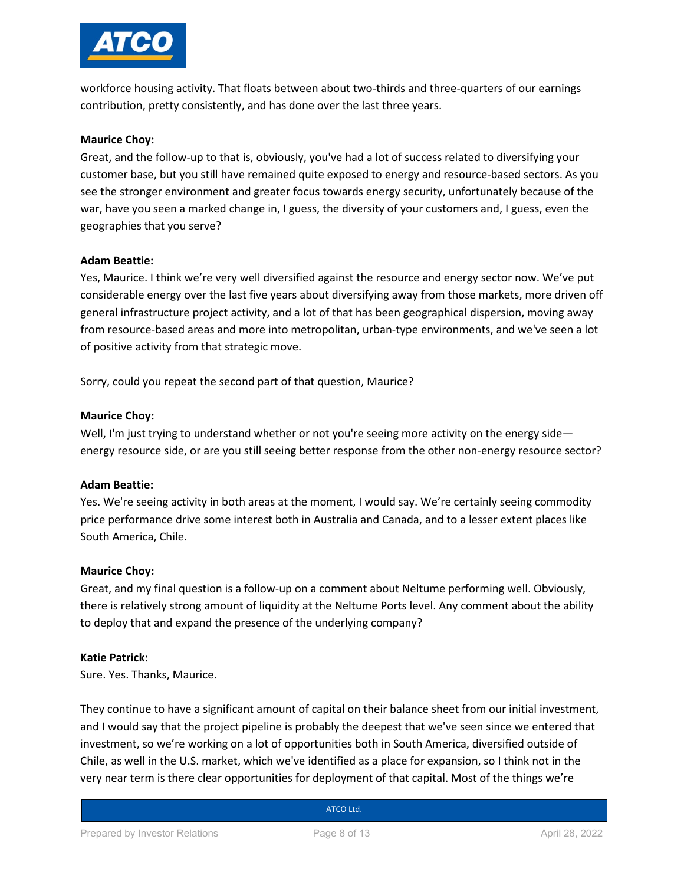workforce housing activity. That floats between about two-thirds and three-quarters of our earnings contribution, pretty consistently, and has done over the last three years.

**Maurice Choy:**
Great, and the follow-up to that is, obviously, you've had a lot of success related to diversifying your customer base, but you still have remained quite exposed to energy and resource-based sectors. As you see the stronger environment and greater focus towards energy security, unfortunately because of the war, have you seen a marked change in, I guess, the diversity of your customers and, I guess, even the geographies that you serve?

**Adam Beattie:**
Yes, Maurice. I think we're very well diversified against the resource and energy sector now. We've put considerable energy over the last five years about diversifying away from those markets, more driven off general infrastructure project activity, and a lot of that has been geographical dispersion, moving away from resource-based areas and more into metropolitan, urban-type environments, and we've seen a lot of positive activity from that strategic move.

Sorry, could you repeat the second part of that question, Maurice?

**Maurice Choy:**
Well, I'm just trying to understand whether or not you're seeing more activity on the energy side—energy resource side, or are you still seeing better response from the other non-energy resource sector?

**Adam Beattie:**
Yes. We're seeing activity in both areas at the moment, I would say. We're certainly seeing commodity price performance drive some interest both in Australia and Canada, and to a lesser extent places like South America, Chile.

**Maurice Choy:**
Great, and my final question is a follow-up on a comment about Neltume performing well. Obviously, there is relatively strong amount of liquidity at the Neltume Ports level. Any comment about the ability to deploy that and expand the presence of the underlying company?

**Katie Patrick:**
Sure. Yes. Thanks, Maurice.

They continue to have a significant amount of capital on their balance sheet from our initial investment, and I would say that the project pipeline is probably the deepest that we've seen since we entered that investment, so we're working on a lot of opportunities both in South America, diversified outside of Chile, as well in the U.S. market, which we've identified as a place for expansion, so I think not in the very near term is there clear opportunities for deployment of that capital. Most of the things we're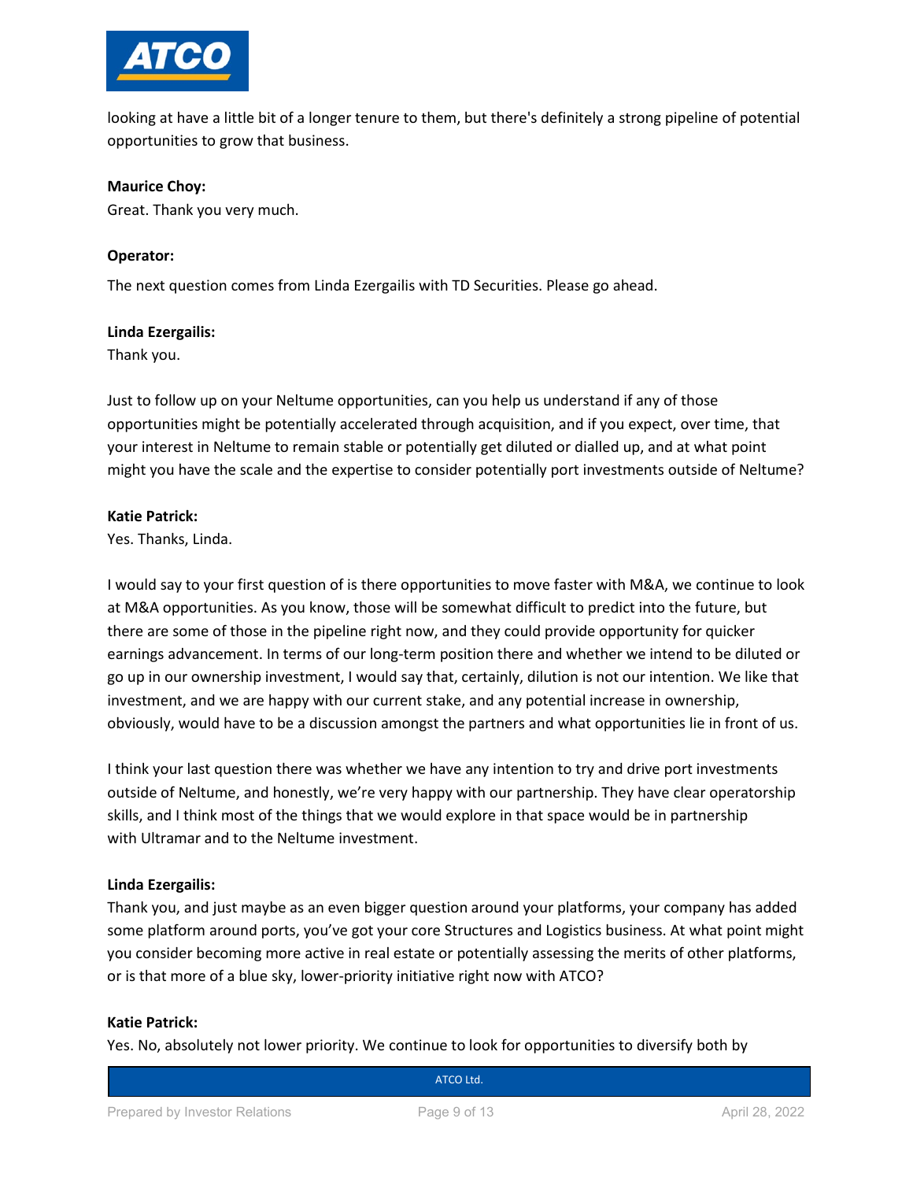looking at have a little bit of a longer tenure to them, but there's definitely a strong pipeline of potential opportunities to grow that business.

**Maurice Choy:**
Great. Thank you very much.

**Operator:**

The next question comes from Linda Ezergailis with TD Securities. Please go ahead.

**Linda Ezergailis:**
Thank you.

Just to follow up on your Neltume opportunities, can you help us understand if any of those opportunities might be potentially accelerated through acquisition, and if you expect, over time, that your interest in Neltume to remain stable or potentially get diluted or dialled up, and at what point might you have the scale and the expertise to consider potentially port investments outside of Neltume?

**Katie Patrick:**
Yes. Thanks, Linda.

I would say to your first question of is there opportunities to move faster with M&A, we continue to look at M&A opportunities. As you know, those will be somewhat difficult to predict into the future, but there are some of those in the pipeline right now, and they could provide opportunity for quicker earnings advancement. In terms of our long-term position there and whether we intend to be diluted or go up in our ownership investment, I would say that, certainly, dilution is not our intention. We like that investment, and we are happy with our current stake, and any potential increase in ownership, obviously, would have to be a discussion amongst the partners and what opportunities lie in front of us.

I think your last question there was whether we have any intention to try and drive port investments outside of Neltume, and honestly, we're very happy with our partnership. They have clear operatorship skills, and I think most of the things that we would explore in that space would be in partnership with Ultramar and to the Neltume investment.

**Linda Ezergailis:**
Thank you, and just maybe as an even bigger question around your platforms, your company has added some platform around ports, you've got your core Structures and Logistics business. At what point might you consider becoming more active in real estate or potentially assessing the merits of other platforms, or is that more of a blue sky, lower-priority initiative right now with ATCO?

**Katie Patrick:**
Yes. No, absolutely not lower priority. We continue to look for opportunities to diversify both by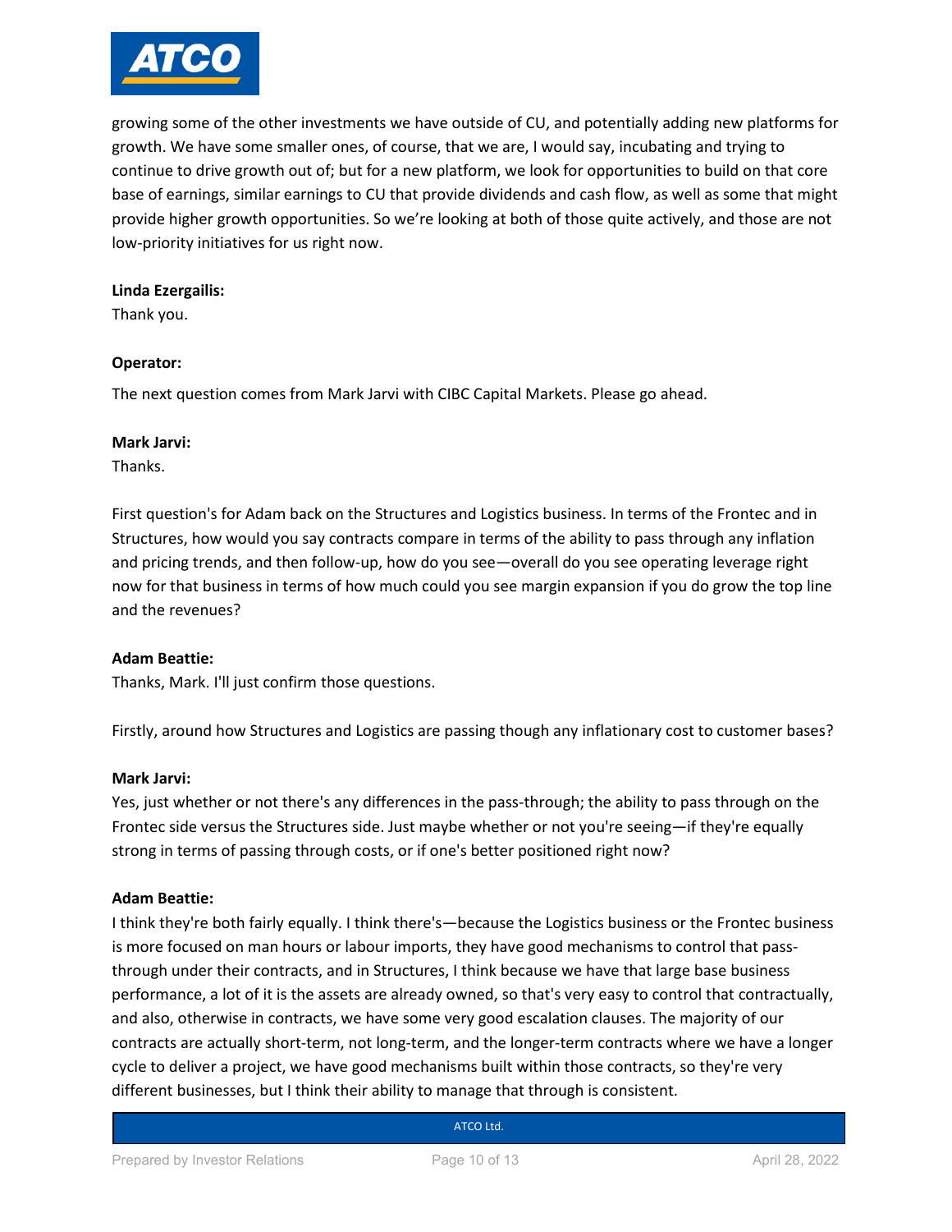growing some of the other investments we have outside of CU, and potentially adding new platforms for growth. We have some smaller ones, of course, that we are, I would say, incubating and trying to continue to drive growth out of; but for a new platform, we look for opportunities to build on that core base of earnings, similar earnings to CU that provide dividends and cash flow, as well as some that might provide higher growth opportunities. So we're looking at both of those quite actively, and those are not low-priority initiatives for us right now.

**Linda Ezergailis:**
Thank you.

**Operator:**

The next question comes from Mark Jarvi with CIBC Capital Markets. Please go ahead.

**Mark Jarvi:**
Thanks.

First question's for Adam back on the Structures and Logistics business. In terms of the Frontec and in Structures, how would you say contracts compare in terms of the ability to pass through any inflation and pricing trends, and then follow-up, how do you see—overall do you see operating leverage right now for that business in terms of how much could you see margin expansion if you do grow the top line and the revenues?

**Adam Beattie:**
Thanks, Mark. I'll just confirm those questions.

Firstly, around how Structures and Logistics are passing though any inflationary cost to customer bases?

**Mark Jarvi:**
Yes, just whether or not there's any differences in the pass-through; the ability to pass through on the Frontec side versus the Structures side. Just maybe whether or not you're seeing—if they're equally strong in terms of passing through costs, or if one's better positioned right now?

**Adam Beattie:**
I think they're both fairly equally. I think there's—because the Logistics business or the Frontec business is more focused on man hours or labour imports, they have good mechanisms to control that pass-through under their contracts, and in Structures, I think because we have that large base business performance, a lot of it is the assets are already owned, so that's very easy to control that contractually, and also, otherwise in contracts, we have some very good escalation clauses. The majority of our contracts are actually short-term, not long-term, and the longer-term contracts where we have a longer cycle to deliver a project, we have good mechanisms built within those contracts, so they're very different businesses, but I think their ability to manage that through is consistent.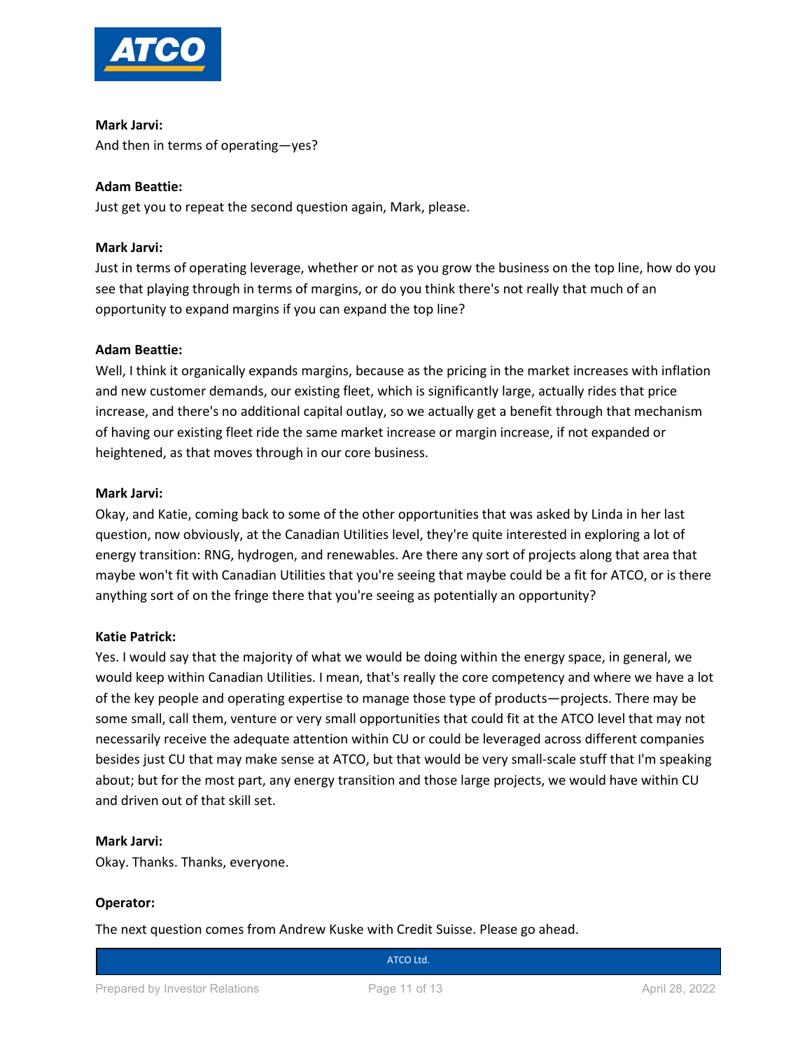**Mark Jarvi:**
And then in terms of operating—yes?

**Adam Beattie:**
Just get you to repeat the second question again, Mark, please.

**Mark Jarvi:**
Just in terms of operating leverage, whether or not as you grow the business on the top line, how do you see that playing through in terms of margins, or do you think there's not really that much of an opportunity to expand margins if you can expand the top line?

**Adam Beattie:**
Well, I think it organically expands margins, because as the pricing in the market increases with inflation and new customer demands, our existing fleet, which is significantly large, actually rides that price increase, and there's no additional capital outlay, so we actually get a benefit through that mechanism of having our existing fleet ride the same market increase or margin increase, if not expanded or heightened, as that moves through in our core business.

**Mark Jarvi:**
Okay, and Katie, coming back to some of the other opportunities that was asked by Linda in her last question, now obviously, at the Canadian Utilities level, they're quite interested in exploring a lot of energy transition: RNG, hydrogen, and renewables. Are there any sort of projects along that area that maybe won't fit with Canadian Utilities that you're seeing that maybe could be a fit for ATCO, or is there anything sort of on the fringe there that you're seeing as potentially an opportunity?

**Katie Patrick:**
Yes. I would say that the majority of what we would be doing within the energy space, in general, we would keep within Canadian Utilities. I mean, that's really the core competency and where we have a lot of the key people and operating expertise to manage those type of products—projects. There may be some small, call them, venture or very small opportunities that could fit at the ATCO level that may not necessarily receive the adequate attention within CU or could be leveraged across different companies besides just CU that may make sense at ATCO, but that would be very small-scale stuff that I'm speaking about; but for the most part, any energy transition and those large projects, we would have within CU and driven out of that skill set.

**Mark Jarvi:**
Okay. Thanks. Thanks, everyone.

**Operator:**

The next question comes from Andrew Kuske with Credit Suisse. Please go ahead.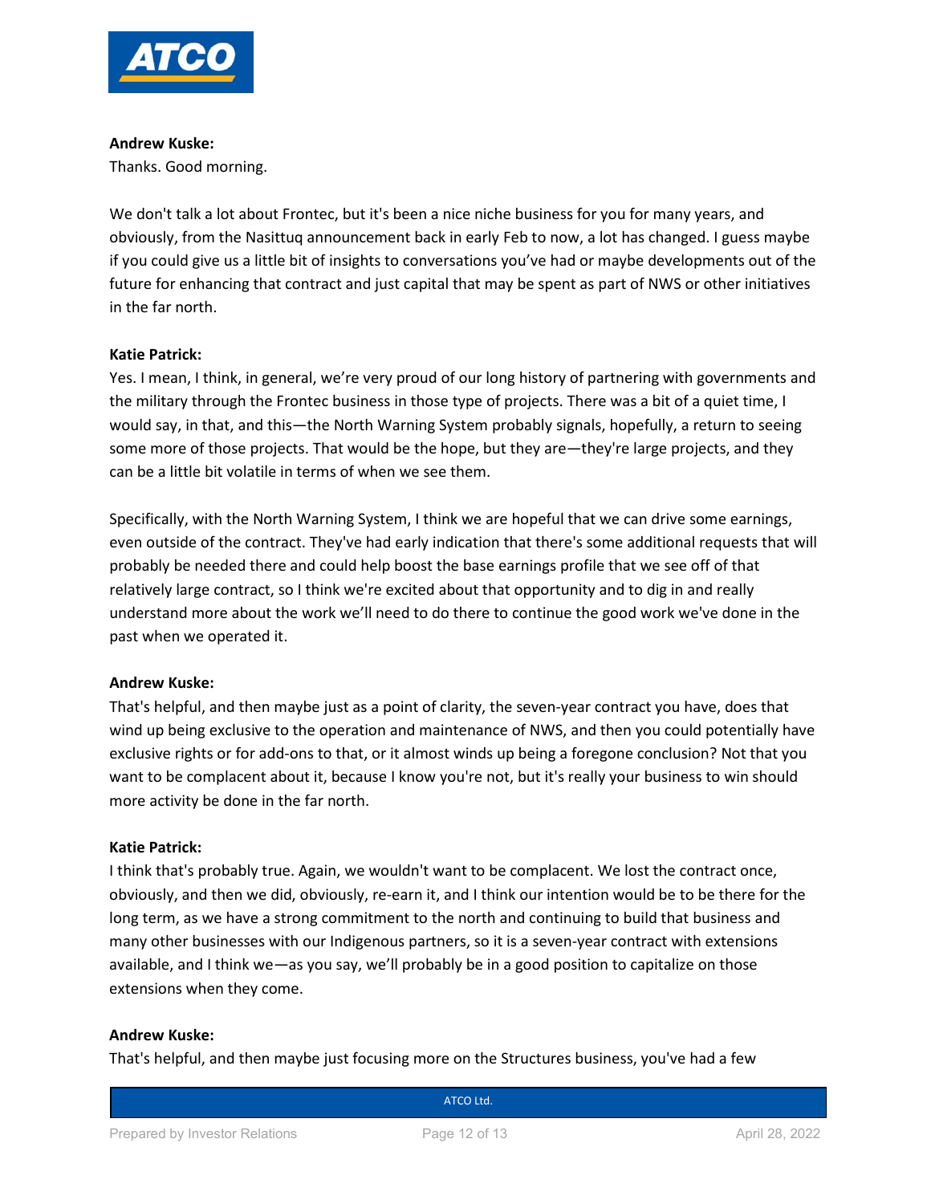**Andrew Kuske:**
Thanks. Good morning.

We don't talk a lot about Frontec, but it's been a nice niche business for you for many years, and obviously, from the Nasittuq announcement back in early Feb to now, a lot has changed. I guess maybe if you could give us a little bit of insights to conversations you've had or maybe developments out of the future for enhancing that contract and just capital that may be spent as part of NWS or other initiatives in the far north.

**Katie Patrick:**
Yes. I mean, I think, in general, we're very proud of our long history of partnering with governments and the military through the Frontec business in those type of projects. There was a bit of a quiet time, I would say, in that, and this—the North Warning System probably signals, hopefully, a return to seeing some more of those projects. That would be the hope, but they are—they're large projects, and they can be a little bit volatile in terms of when we see them.

Specifically, with the North Warning System, I think we are hopeful that we can drive some earnings, even outside of the contract. They've had early indication that there's some additional requests that will probably be needed there and could help boost the base earnings profile that we see off of that relatively large contract, so I think we're excited about that opportunity and to dig in and really understand more about the work we'll need to do there to continue the good work we've done in the past when we operated it.

**Andrew Kuske:**
That's helpful, and then maybe just as a point of clarity, the seven-year contract you have, does that wind up being exclusive to the operation and maintenance of NWS, and then you could potentially have exclusive rights or for add-ons to that, or it almost winds up being a foregone conclusion? Not that you want to be complacent about it, because I know you're not, but it's really your business to win should more activity be done in the far north.

**Katie Patrick:**
I think that's probably true. Again, we wouldn't want to be complacent. We lost the contract once, obviously, and then we did, obviously, re-earn it, and I think our intention would be to be there for the long term, as we have a strong commitment to the north and continuing to build that business and many other businesses with our Indigenous partners, so it is a seven-year contract with extensions available, and I think we—as you say, we'll probably be in a good position to capitalize on those extensions when they come.

**Andrew Kuske:**
That's helpful, and then maybe just focusing more on the Structures business, you've had a few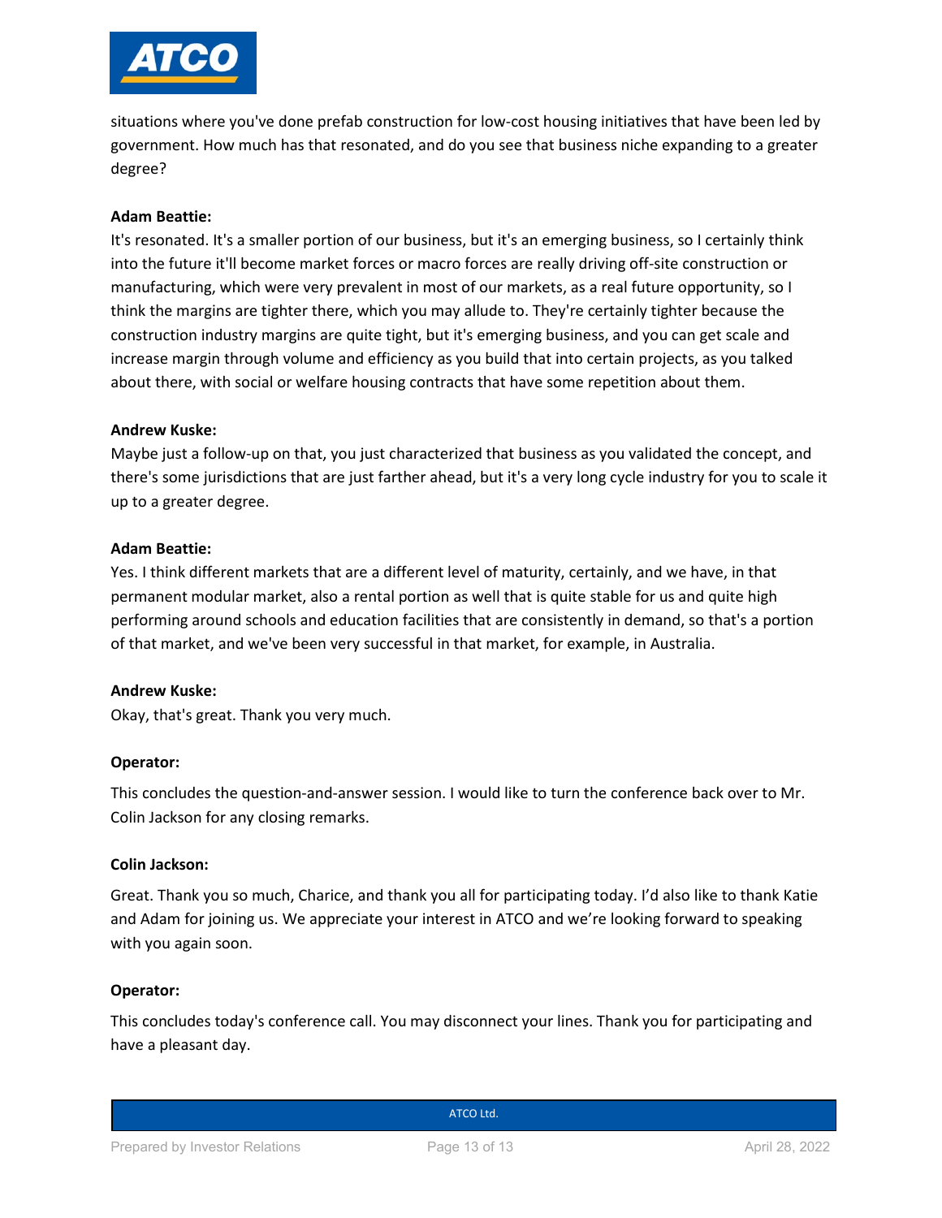situations where you've done prefab construction for low-cost housing initiatives that have been led by government. How much has that resonated, and do you see that business niche expanding to a greater degree?

**Adam Beattie:**

It's resonated. It's a smaller portion of our business, but it's an emerging business, so I certainly think into the future it'll become market forces or macro forces are really driving off-site construction or manufacturing, which were very prevalent in most of our markets, as a real future opportunity, so I think the margins are tighter there, which you may allude to. They're certainly tighter because the construction industry margins are quite tight, but it's emerging business, and you can get scale and increase margin through volume and efficiency as you build that into certain projects, as you talked about there, with social or welfare housing contracts that have some repetition about them.

**Andrew Kuske:**

Maybe just a follow-up on that, you just characterized that business as you validated the concept, and there's some jurisdictions that are just farther ahead, but it's a very long cycle industry for you to scale it up to a greater degree.

**Adam Beattie:**

Yes. I think different markets that are a different level of maturity, certainly, and we have, in that permanent modular market, also a rental portion as well that is quite stable for us and quite high performing around schools and education facilities that are consistently in demand, so that's a portion of that market, and we've been very successful in that market, for example, in Australia.

**Andrew Kuske:**

Okay, that's great. Thank you very much.

**Operator:**

This concludes the question-and-answer session. I would like to turn the conference back over to Mr. Colin Jackson for any closing remarks.

**Colin Jackson:**

Great. Thank you so much, Charice, and thank you all for participating today. I'd also like to thank Katie and Adam for joining us. We appreciate your interest in ATCO and we're looking forward to speaking with you again soon.

**Operator:**

This concludes today's conference call. You may disconnect your lines. Thank you for participating and have a pleasant day.